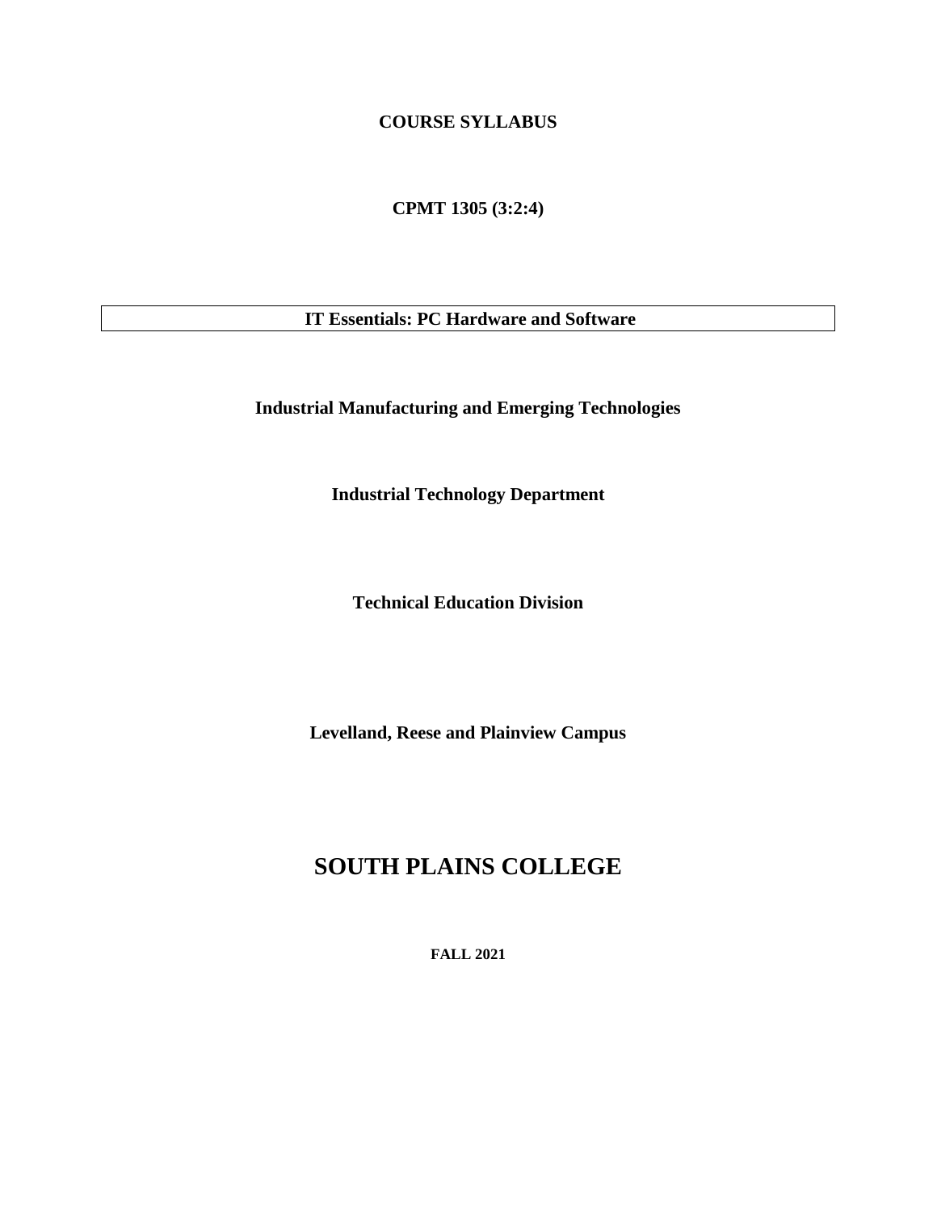**COURSE SYLLABUS**

**CPMT 1305 (3:2:4)**

**IT Essentials: PC Hardware and Software**

**Industrial Manufacturing and Emerging Technologies**

**Industrial Technology Department**

**Technical Education Division**

**Levelland, Reese and Plainview Campus**

# SOUTH PLAINS COLLEGE

**FALL 2021**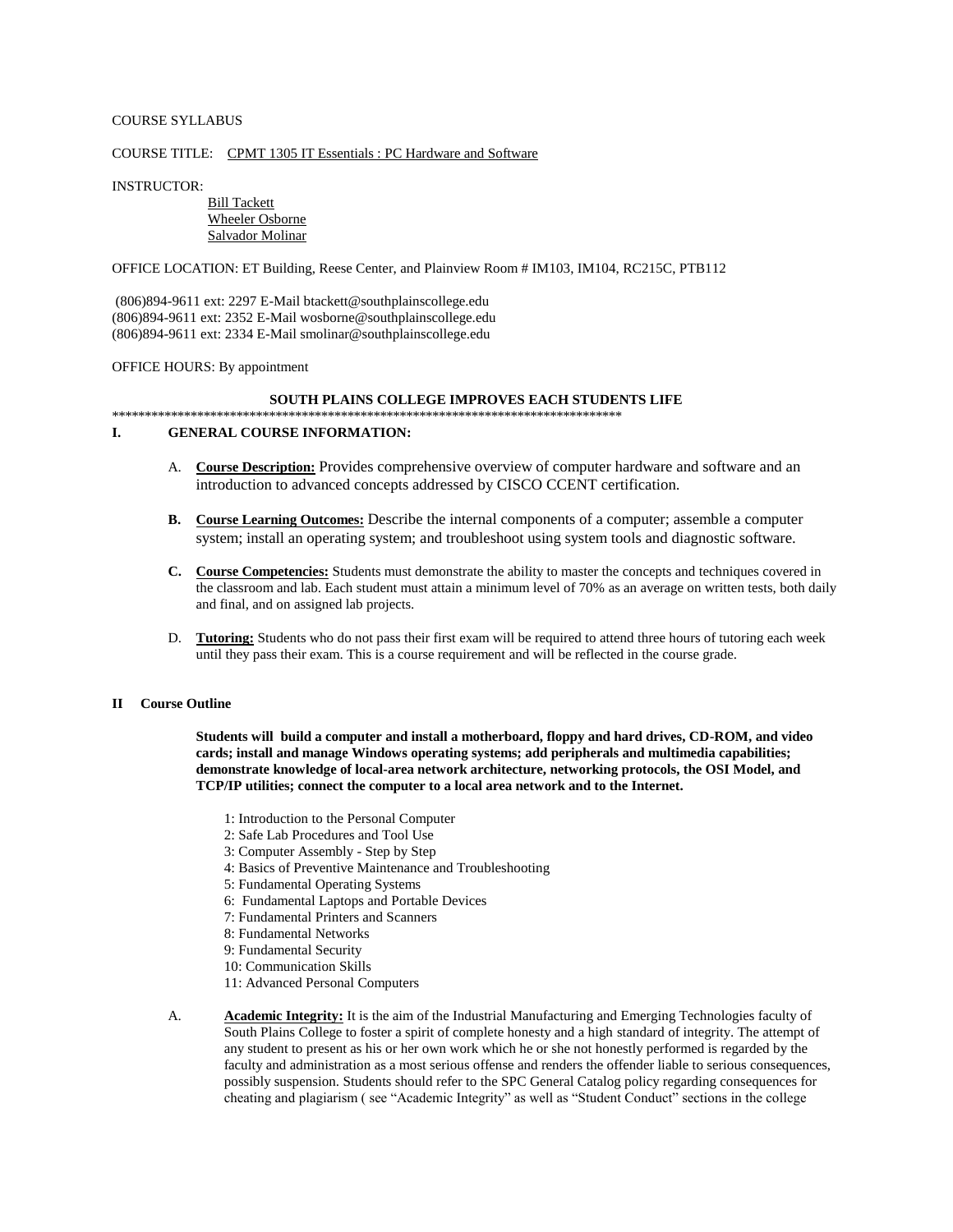COURSE SYLLABUS

COURSE TITLE: CPMT 1305 IT Essentials : PC Hardware and Software

INSTRUCTOR:

Bill Tackett
Wheeler Osborne
Salvador Molinar

OFFICE LOCATION: ET Building, Reese Center, and Plainview Room # IM103, IM104, RC215C, PTB112

(806)894-9611 ext: 2297 E-Mail btackett@southplainscollege.edu
(806)894-9611 ext: 2352 E-Mail wosborne@southplainscollege.edu
(806)894-9611 ext: 2334 E-Mail smolinar@southplainscollege.edu

OFFICE HOURS: By appointment

**SOUTH PLAINS COLLEGE IMPROVES EACH STUDENTS LIFE**

*********************************************************************************

## I. GENERAL COURSE INFORMATION:

A. **Course Description:** Provides comprehensive overview of computer hardware and software and an introduction to advanced concepts addressed by CISCO CCENT certification.

**B. Course Learning Outcomes:** Describe the internal components of a computer; assemble a computer system; install an operating system; and troubleshoot using system tools and diagnostic software.

**C. Course Competencies:** Students must demonstrate the ability to master the concepts and techniques covered in the classroom and lab. Each student must attain a minimum level of 70% as an average on written tests, both daily and final, and on assigned lab projects.

D. **Tutoring:** Students who do not pass their first exam will be required to attend three hours of tutoring each week until they pass their exam. This is a course requirement and will be reflected in the course grade.

## II Course Outline

**Students will build a computer and install a motherboard, floppy and hard drives, CD-ROM, and video cards; install and manage Windows operating systems; add peripherals and multimedia capabilities; demonstrate knowledge of local-area network architecture, networking protocols, the OSI Model, and TCP/IP utilities; connect the computer to a local area network and to the Internet.**

1: Introduction to the Personal Computer
2: Safe Lab Procedures and Tool Use
3: Computer Assembly - Step by Step
4: Basics of Preventive Maintenance and Troubleshooting
5: Fundamental Operating Systems
6: Fundamental Laptops and Portable Devices
7: Fundamental Printers and Scanners
8: Fundamental Networks
9: Fundamental Security
10: Communication Skills
11: Advanced Personal Computers

A. **Academic Integrity:** It is the aim of the Industrial Manufacturing and Emerging Technologies faculty of South Plains College to foster a spirit of complete honesty and a high standard of integrity. The attempt of any student to present as his or her own work which he or she not honestly performed is regarded by the faculty and administration as a most serious offense and renders the offender liable to serious consequences, possibly suspension. Students should refer to the SPC General Catalog policy regarding consequences for cheating and plagiarism ( see "Academic Integrity" as well as "Student Conduct" sections in the college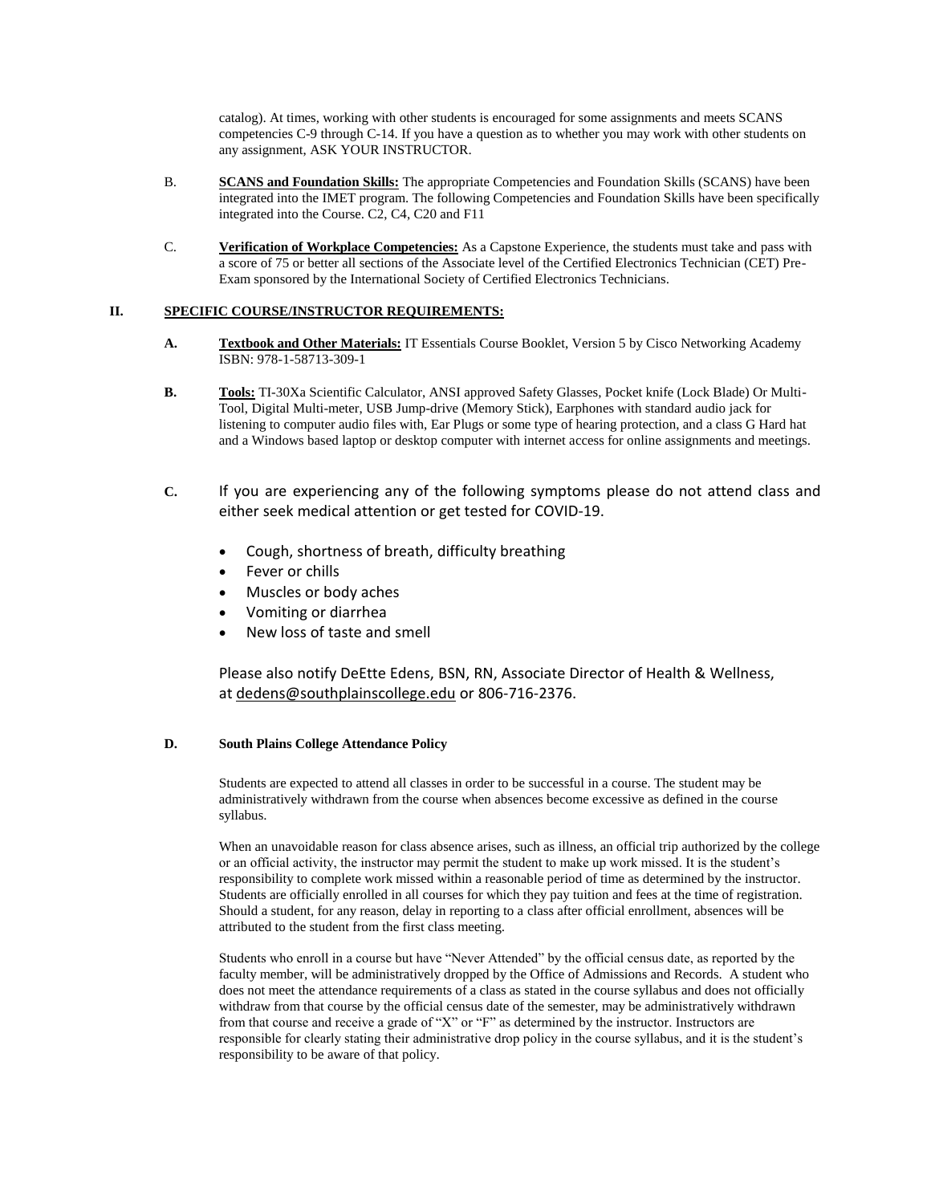catalog). At times, working with other students is encouraged for some assignments and meets SCANS competencies C-9 through C-14. If you have a question as to whether you may work with other students on any assignment, ASK YOUR INSTRUCTOR.

B. **SCANS and Foundation Skills:** The appropriate Competencies and Foundation Skills (SCANS) have been integrated into the IMET program. The following Competencies and Foundation Skills have been specifically integrated into the Course. C2, C4, C20 and F11

C. **Verification of Workplace Competencies:** As a Capstone Experience, the students must take and pass with a score of 75 or better all sections of the Associate level of the Certified Electronics Technician (CET) Pre-Exam sponsored by the International Society of Certified Electronics Technicians.

## II. SPECIFIC COURSE/INSTRUCTOR REQUIREMENTS:

**A.** **Textbook and Other Materials:** IT Essentials Course Booklet, Version 5 by Cisco Networking Academy ISBN: 978-1-58713-309-1

**B.** **Tools:** TI-30Xa Scientific Calculator, ANSI approved Safety Glasses, Pocket knife (Lock Blade) Or Multi-Tool, Digital Multi-meter, USB Jump-drive (Memory Stick), Earphones with standard audio jack for listening to computer audio files with, Ear Plugs or some type of hearing protection, and a class G Hard hat and a Windows based laptop or desktop computer with internet access for online assignments and meetings.

**C.** If you are experiencing any of the following symptoms please do not attend class and either seek medical attention or get tested for COVID-19.

- Cough, shortness of breath, difficulty breathing
- Fever or chills
- Muscles or body aches
- Vomiting or diarrhea
- New loss of taste and smell

Please also notify DeEtte Edens, BSN, RN, Associate Director of Health & Wellness, at dedens@southplainscollege.edu or 806-716-2376.

**D.** **South Plains College Attendance Policy**

Students are expected to attend all classes in order to be successful in a course. The student may be administratively withdrawn from the course when absences become excessive as defined in the course syllabus.

When an unavoidable reason for class absence arises, such as illness, an official trip authorized by the college or an official activity, the instructor may permit the student to make up work missed. It is the student's responsibility to complete work missed within a reasonable period of time as determined by the instructor. Students are officially enrolled in all courses for which they pay tuition and fees at the time of registration. Should a student, for any reason, delay in reporting to a class after official enrollment, absences will be attributed to the student from the first class meeting.

Students who enroll in a course but have "Never Attended" by the official census date, as reported by the faculty member, will be administratively dropped by the Office of Admissions and Records. A student who does not meet the attendance requirements of a class as stated in the course syllabus and does not officially withdraw from that course by the official census date of the semester, may be administratively withdrawn from that course and receive a grade of "X" or "F" as determined by the instructor. Instructors are responsible for clearly stating their administrative drop policy in the course syllabus, and it is the student's responsibility to be aware of that policy.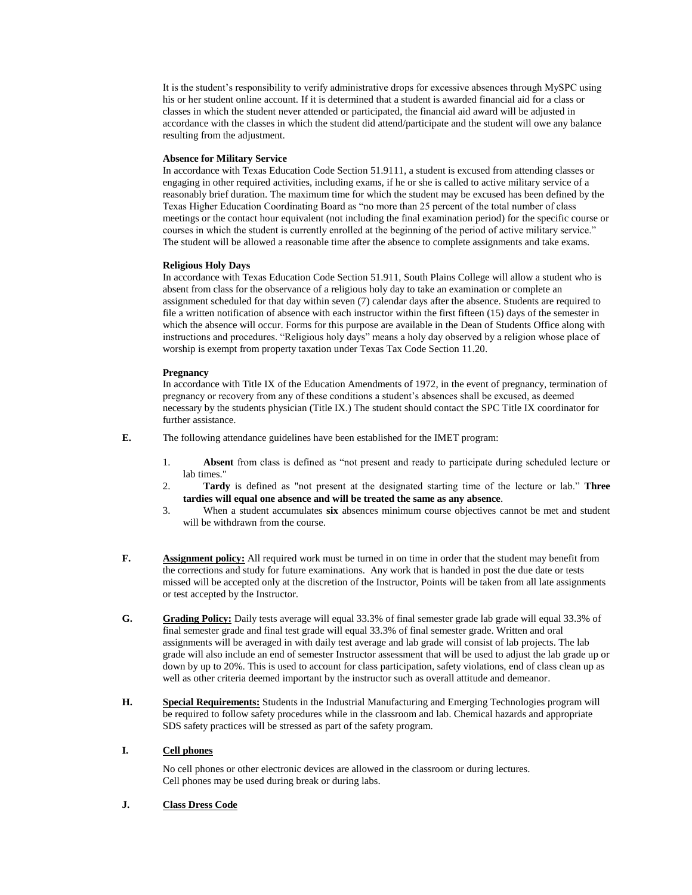It is the student's responsibility to verify administrative drops for excessive absences through MySPC using his or her student online account. If it is determined that a student is awarded financial aid for a class or classes in which the student never attended or participated, the financial aid award will be adjusted in accordance with the classes in which the student did attend/participate and the student will owe any balance resulting from the adjustment.

**Absence for Military Service**
In accordance with Texas Education Code Section 51.9111, a student is excused from attending classes or engaging in other required activities, including exams, if he or she is called to active military service of a reasonably brief duration. The maximum time for which the student may be excused has been defined by the Texas Higher Education Coordinating Board as "no more than 25 percent of the total number of class meetings or the contact hour equivalent (not including the final examination period) for the specific course or courses in which the student is currently enrolled at the beginning of the period of active military service." The student will be allowed a reasonable time after the absence to complete assignments and take exams.

**Religious Holy Days**
In accordance with Texas Education Code Section 51.911, South Plains College will allow a student who is absent from class for the observance of a religious holy day to take an examination or complete an assignment scheduled for that day within seven (7) calendar days after the absence. Students are required to file a written notification of absence with each instructor within the first fifteen (15) days of the semester in which the absence will occur. Forms for this purpose are available in the Dean of Students Office along with instructions and procedures. "Religious holy days" means a holy day observed by a religion whose place of worship is exempt from property taxation under Texas Tax Code Section 11.20.

**Pregnancy**
In accordance with Title IX of the Education Amendments of 1972, in the event of pregnancy, termination of pregnancy or recovery from any of these conditions a student's absences shall be excused, as deemed necessary by the students physician (Title IX.) The student should contact the SPC Title IX coordinator for further assistance.

**E.** The following attendance guidelines have been established for the IMET program:

1. **Absent** from class is defined as "not present and ready to participate during scheduled lecture or lab times."
2. **Tardy** is defined as "not present at the designated starting time of the lecture or lab." **Three tardies will equal one absence and will be treated the same as any absence**.
3. When a student accumulates **six** absences minimum course objectives cannot be met and student will be withdrawn from the course.

**F.** **Assignment policy:** All required work must be turned in on time in order that the student may benefit from the corrections and study for future examinations. Any work that is handed in post the due date or tests missed will be accepted only at the discretion of the Instructor, Points will be taken from all late assignments or test accepted by the Instructor.

**G.** **Grading Policy:** Daily tests average will equal 33.3% of final semester grade lab grade will equal 33.3% of final semester grade and final test grade will equal 33.3% of final semester grade. Written and oral assignments will be averaged in with daily test average and lab grade will consist of lab projects. The lab grade will also include an end of semester Instructor assessment that will be used to adjust the lab grade up or down by up to 20%. This is used to account for class participation, safety violations, end of class clean up as well as other criteria deemed important by the instructor such as overall attitude and demeanor.

**H.** **Special Requirements:** Students in the Industrial Manufacturing and Emerging Technologies program will be required to follow safety procedures while in the classroom and lab. Chemical hazards and appropriate SDS safety practices will be stressed as part of the safety program.

**I.** **Cell phones**

No cell phones or other electronic devices are allowed in the classroom or during lectures.
Cell phones may be used during break or during labs.

**J.** **Class Dress Code**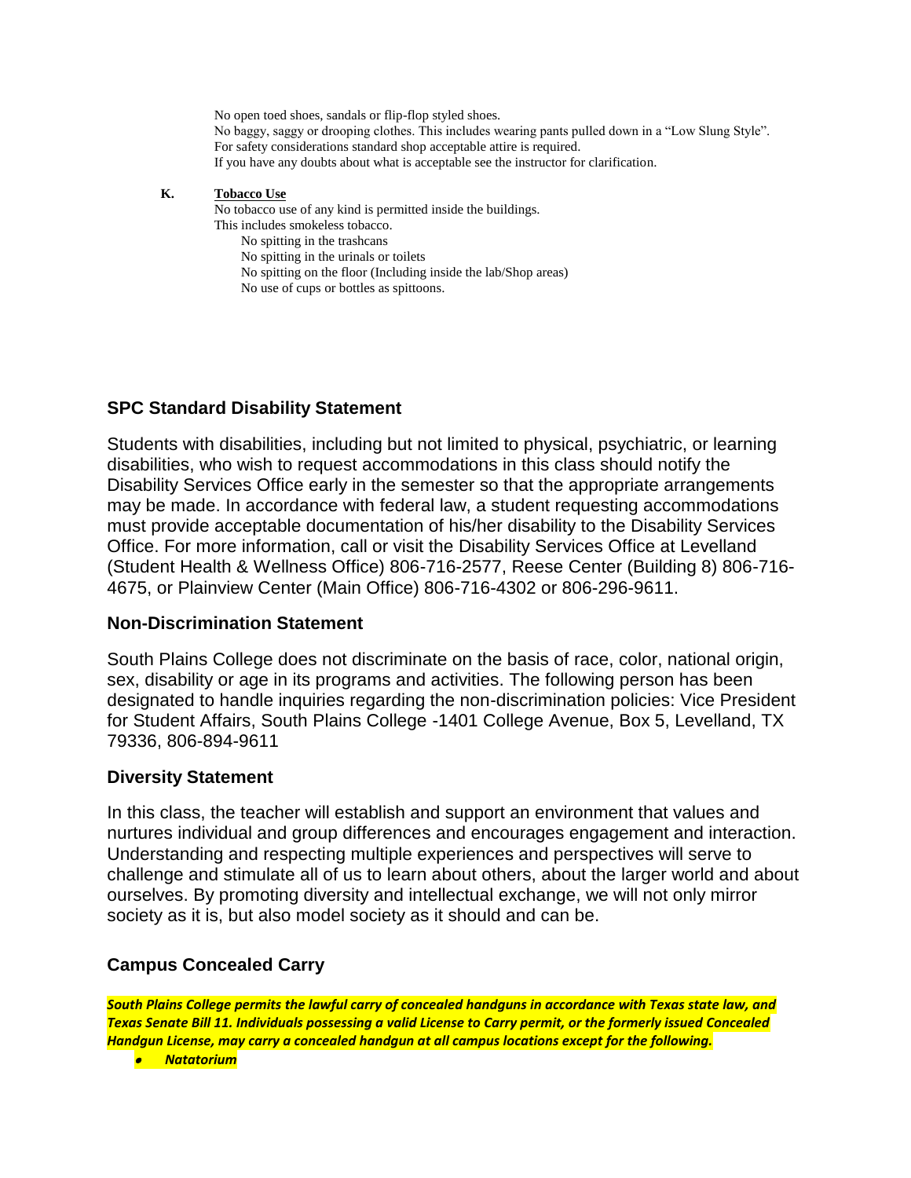No open toed shoes, sandals or flip-flop styled shoes.
No baggy, saggy or drooping clothes. This includes wearing pants pulled down in a "Low Slung Style".
For safety considerations standard shop acceptable attire is required.
If you have any doubts about what is acceptable see the instructor for clarification.

**K. Tobacco Use**

No tobacco use of any kind is permitted inside the buildings.
This includes smokeless tobacco.

- No spitting in the trashcans
- No spitting in the urinals or toilets
- No spitting on the floor (Including inside the lab/Shop areas)
- No use of cups or bottles as spittoons.

### SPC Standard Disability Statement

Students with disabilities, including but not limited to physical, psychiatric, or learning disabilities, who wish to request accommodations in this class should notify the Disability Services Office early in the semester so that the appropriate arrangements may be made. In accordance with federal law, a student requesting accommodations must provide acceptable documentation of his/her disability to the Disability Services Office. For more information, call or visit the Disability Services Office at Levelland (Student Health & Wellness Office) 806-716-2577, Reese Center (Building 8) 806-716-4675, or Plainview Center (Main Office) 806-716-4302 or 806-296-9611.

### Non-Discrimination Statement

South Plains College does not discriminate on the basis of race, color, national origin, sex, disability or age in its programs and activities. The following person has been designated to handle inquiries regarding the non-discrimination policies: Vice President for Student Affairs, South Plains College -1401 College Avenue, Box 5, Levelland, TX 79336, 806-894-9611

### Diversity Statement

In this class, the teacher will establish and support an environment that values and nurtures individual and group differences and encourages engagement and interaction. Understanding and respecting multiple experiences and perspectives will serve to challenge and stimulate all of us to learn about others, about the larger world and about ourselves. By promoting diversity and intellectual exchange, we will not only mirror society as it is, but also model society as it should and can be.

### Campus Concealed Carry

***South Plains College permits the lawful carry of concealed handguns in accordance with Texas state law, and Texas Senate Bill 11. Individuals possessing a valid License to Carry permit, or the formerly issued Concealed Handgun License, may carry a concealed handgun at all campus locations except for the following.***

- ***Natatorium***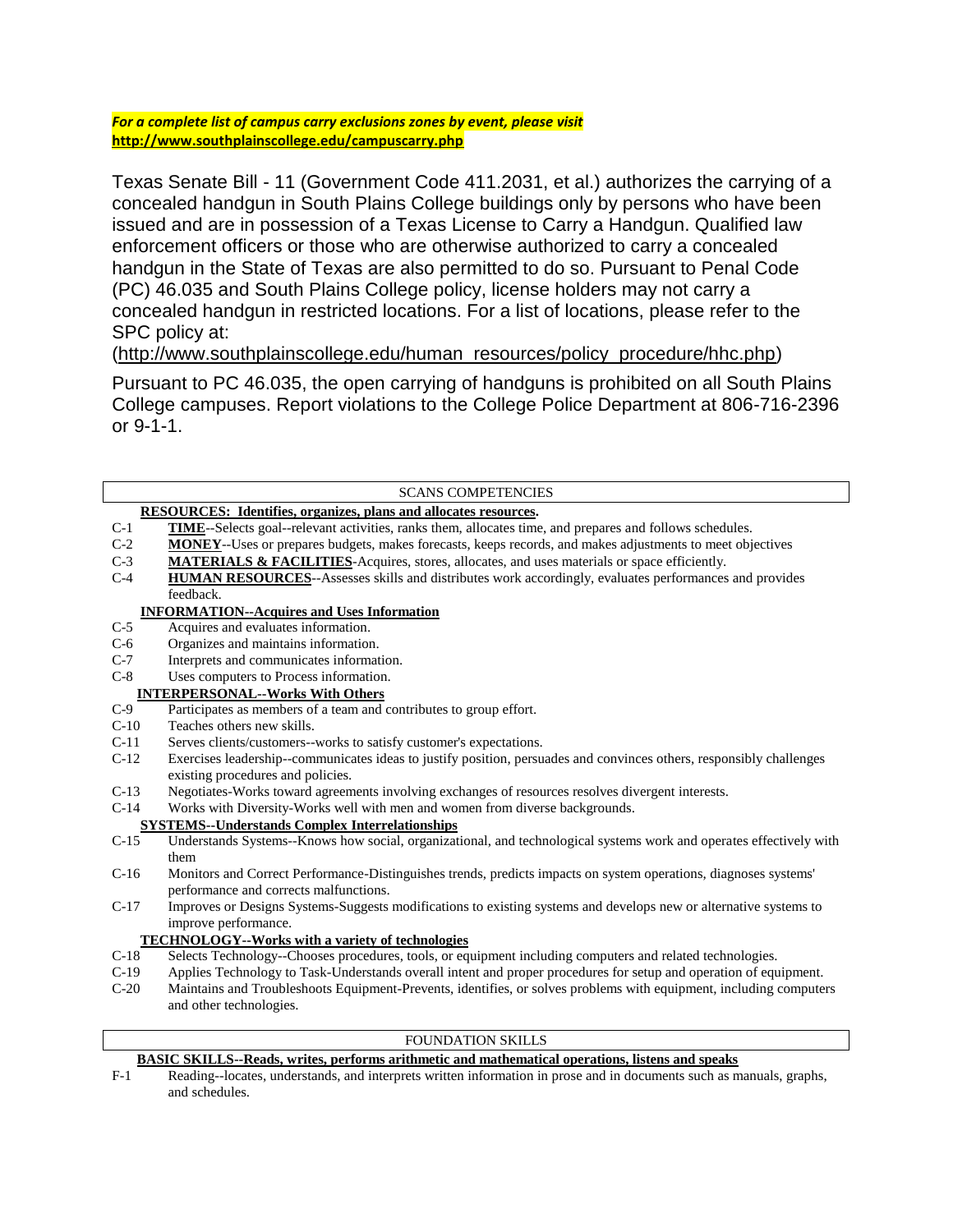***For a complete list of campus carry exclusions zones by event, please visit http://www.southplainscollege.edu/campuscarry.php***

Texas Senate Bill - 11 (Government Code 411.2031, et al.) authorizes the carrying of a concealed handgun in South Plains College buildings only by persons who have been issued and are in possession of a Texas License to Carry a Handgun. Qualified law enforcement officers or those who are otherwise authorized to carry a concealed handgun in the State of Texas are also permitted to do so. Pursuant to Penal Code (PC) 46.035 and South Plains College policy, license holders may not carry a concealed handgun in restricted locations. For a list of locations, please refer to the SPC policy at: (http://www.southplainscollege.edu/human_resources/policy_procedure/hhc.php)

Pursuant to PC 46.035, the open carrying of handguns is prohibited on all South Plains College campuses. Report violations to the College Police Department at 806-716-2396 or 9-1-1.

## SCANS COMPETENCIES

**RESOURCES: Identifies, organizes, plans and allocates resources.**

- C-1 **TIME**--Selects goal--relevant activities, ranks them, allocates time, and prepares and follows schedules.
- C-2 **MONEY**--Uses or prepares budgets, makes forecasts, keeps records, and makes adjustments to meet objectives
- C-3 **MATERIALS & FACILITIES**-Acquires, stores, allocates, and uses materials or space efficiently.
- C-4 **HUMAN RESOURCES**--Assesses skills and distributes work accordingly, evaluates performances and provides feedback.

**INFORMATION--Acquires and Uses Information**

- C-5 Acquires and evaluates information.
- C-6 Organizes and maintains information.
- C-7 Interprets and communicates information.
- C-8 Uses computers to Process information.

**INTERPERSONAL--Works With Others**

- C-9 Participates as members of a team and contributes to group effort.
- C-10 Teaches others new skills.
- C-11 Serves clients/customers--works to satisfy customer's expectations.
- C-12 Exercises leadership--communicates ideas to justify position, persuades and convinces others, responsibly challenges existing procedures and policies.
- C-13 Negotiates-Works toward agreements involving exchanges of resources resolves divergent interests.
- C-14 Works with Diversity-Works well with men and women from diverse backgrounds.

**SYSTEMS--Understands Complex Interrelationships**

- C-15 Understands Systems--Knows how social, organizational, and technological systems work and operates effectively with them
- C-16 Monitors and Correct Performance-Distinguishes trends, predicts impacts on system operations, diagnoses systems' performance and corrects malfunctions.
- C-17 Improves or Designs Systems-Suggests modifications to existing systems and develops new or alternative systems to improve performance.

**TECHNOLOGY--Works with a variety of technologies**

- C-18 Selects Technology--Chooses procedures, tools, or equipment including computers and related technologies.
- C-19 Applies Technology to Task-Understands overall intent and proper procedures for setup and operation of equipment.
- C-20 Maintains and Troubleshoots Equipment-Prevents, identifies, or solves problems with equipment, including computers and other technologies.

## FOUNDATION SKILLS

**BASIC SKILLS--Reads, writes, performs arithmetic and mathematical operations, listens and speaks**

- F-1 Reading--locates, understands, and interprets written information in prose and in documents such as manuals, graphs, and schedules.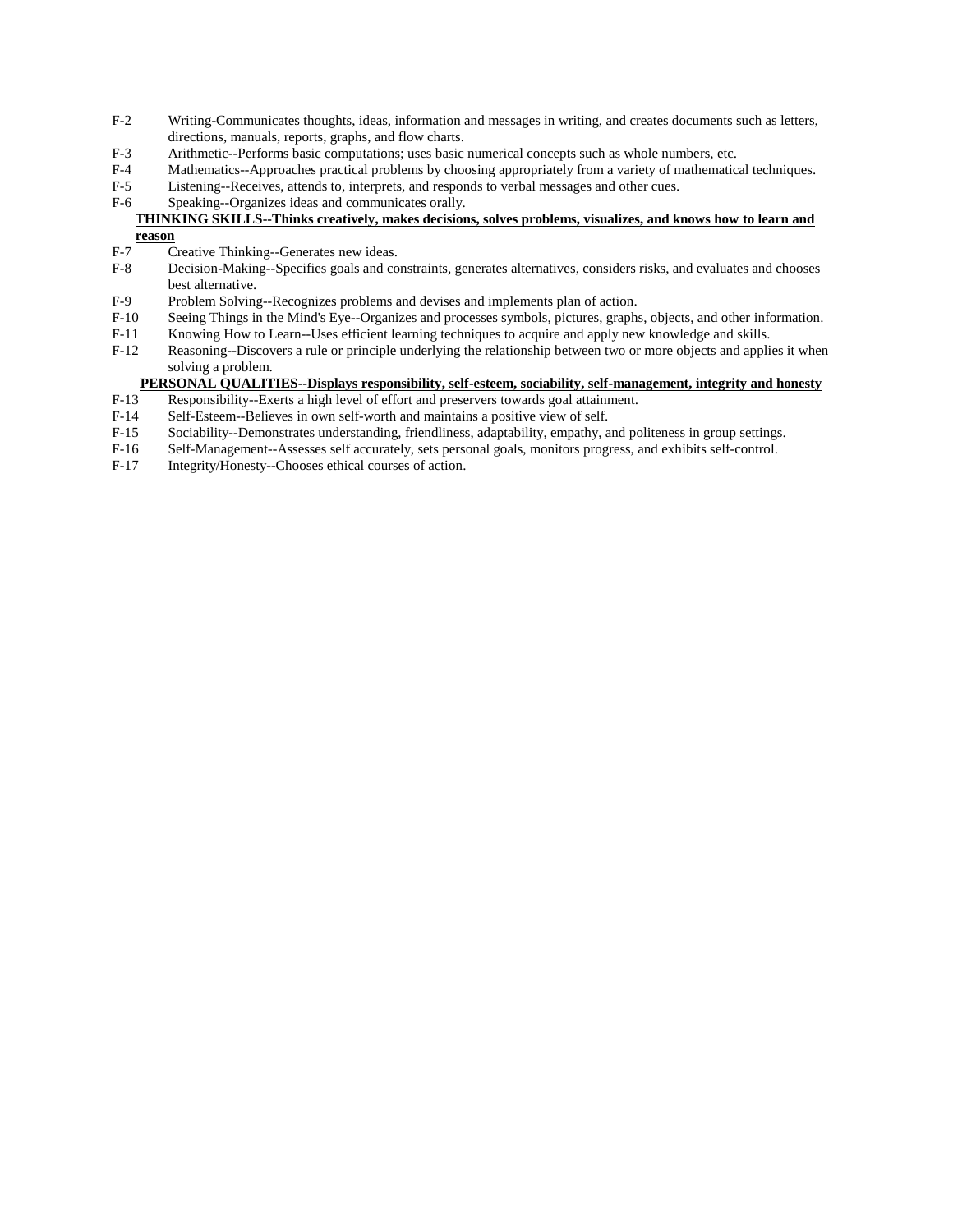F-2 Writing-Communicates thoughts, ideas, information and messages in writing, and creates documents such as letters, directions, manuals, reports, graphs, and flow charts.

F-3 Arithmetic--Performs basic computations; uses basic numerical concepts such as whole numbers, etc.

F-4 Mathematics--Approaches practical problems by choosing appropriately from a variety of mathematical techniques.

F-5 Listening--Receives, attends to, interprets, and responds to verbal messages and other cues.

F-6 Speaking--Organizes ideas and communicates orally.

**THINKING SKILLS--Thinks creatively, makes decisions, solves problems, visualizes, and knows how to learn and reason**

F-7 Creative Thinking--Generates new ideas.

F-8 Decision-Making--Specifies goals and constraints, generates alternatives, considers risks, and evaluates and chooses best alternative.

F-9 Problem Solving--Recognizes problems and devises and implements plan of action.

F-10 Seeing Things in the Mind's Eye--Organizes and processes symbols, pictures, graphs, objects, and other information.

F-11 Knowing How to Learn--Uses efficient learning techniques to acquire and apply new knowledge and skills.

F-12 Reasoning--Discovers a rule or principle underlying the relationship between two or more objects and applies it when solving a problem.

**PERSONAL QUALITIES--Displays responsibility, self-esteem, sociability, self-management, integrity and honesty**

F-13 Responsibility--Exerts a high level of effort and preservers towards goal attainment.

F-14 Self-Esteem--Believes in own self-worth and maintains a positive view of self.

F-15 Sociability--Demonstrates understanding, friendliness, adaptability, empathy, and politeness in group settings.

F-16 Self-Management--Assesses self accurately, sets personal goals, monitors progress, and exhibits self-control.

F-17 Integrity/Honesty--Chooses ethical courses of action.